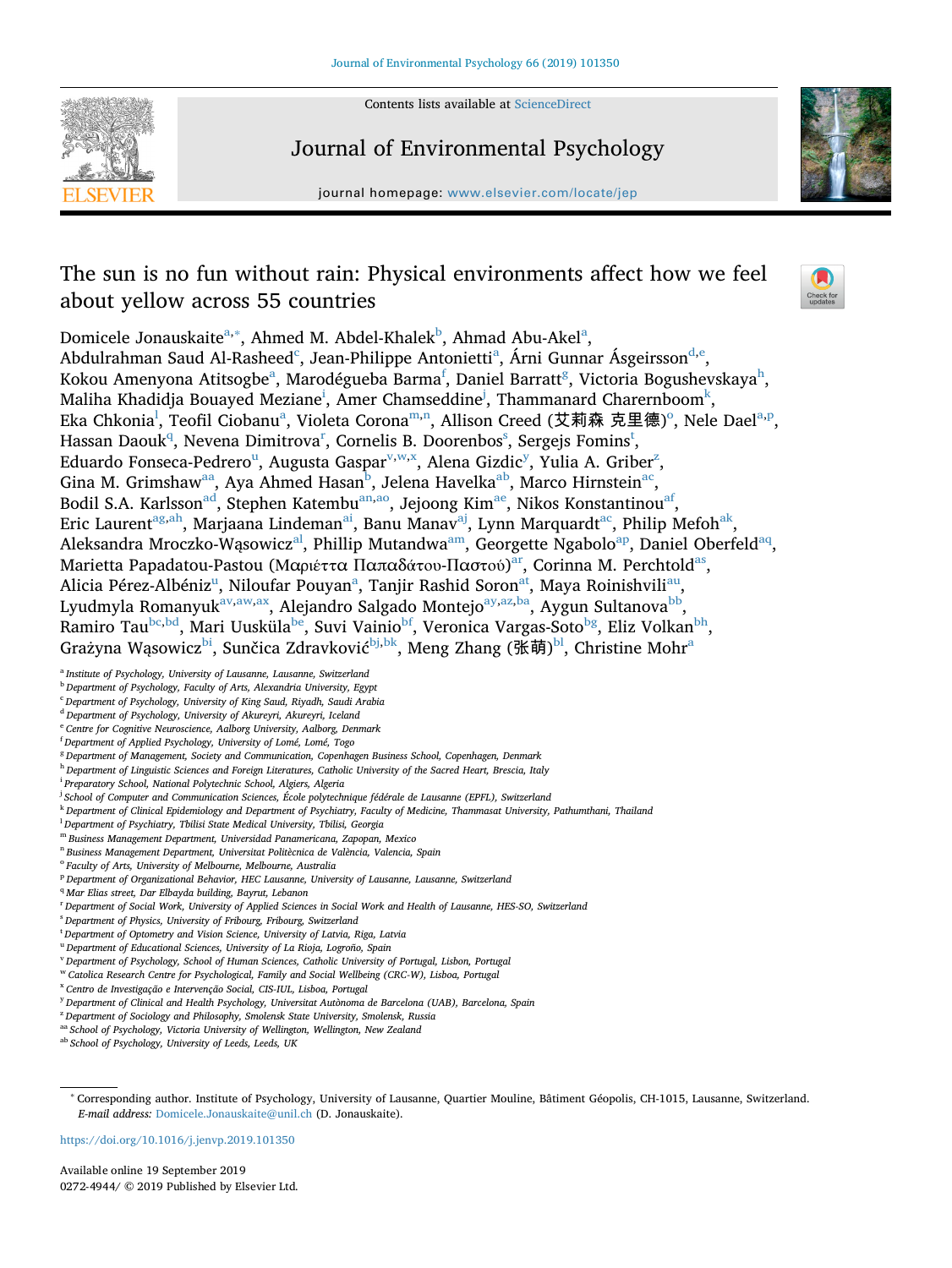# The sun is no fun without rain: Physical environments affect how we feel about yellow across 55 countries

Domicele Jonauskaite[a,*], Ahmed M. Abdel-Khalek[b], Ahmad Abu-Akel[a], Abdulrahman Saud Al-Rasheed[c], Jean-Philippe Antonietti[a], Árni Gunnar Ásgeirsson[d,e], Kokou Amenyona Atitsogbe[a], Marodégueba Barma[f], Daniel Barratt[g], Victoria Bogushevskaya[h], Maliha Khadidja Bouayed Meziane[i], Amer Chamseddine[j], Thammanard Charernboom[k], Eka Chkonia[l], Teofil Ciobanu[a], Violeta Corona[m,n], Allison Creed (艾莉森 克里德)[o], Nele Dael[a,p], Hassan Daouk[q], Nevena Dimitrova[r], Cornelis B. Doorenbos[s], Sergejs Fomins[t], Eduardo Fonseca-Pedrero[u], Augusta Gaspar[v,w,x], Alena Gizdic[y], Yulia A. Griber[z], Gina M. Grimshaw[aa], Aya Ahmed Hasan[b], Jelena Havelka[ab], Marco Hirnstein[ac], Bodil S.A. Karlsson[ad], Stephen Katembu[an,ao], Jejoong Kim[ae], Nikos Konstantinou[af], Eric Laurent[ag,ah], Marjaana Lindeman[ai], Banu Manav[aj], Lynn Marquardt[ac], Philip Mefoh[ak], Aleksandra Mroczko-Wąsowicz[al], Phillip Mutandwa[am], Georgette Ngabolo[ap], Daniel Oberfeld[aq], Marietta Papadatou-Pastou (Μαριέττα Παπαδάτου-Παστού)[ar], Corinna M. Perchtold[as], Alicia Pérez-Albéniz[u], Niloufar Pouyan[a], Tanjir Rashid Soron[at], Maya Roinishvili[au], Lyudmyla Romanyuk[av,aw,ax], Alejandro Salgado Montejo[ay,az,ba], Aygun Sultanova[bb], Ramiro Tau[bc,bd], Mari Uusküla[be], Suvi Vainio[bf], Veronica Vargas-Soto[bg], Eliz Volkan[bh], Grażyna Wąsowicz[bi], Sunčica Zdravković[bj,bk], Meng Zhang (张萌)[bl], Christine Mohr[a]

[a] Institute of Psychology, University of Lausanne, Lausanne, Switzerland
[b] Department of Psychology, Faculty of Arts, Alexandria University, Egypt
[c] Department of Psychology, University of King Saud, Riyadh, Saudi Arabia
[d] Department of Psychology, University of Akureyri, Akureyri, Iceland
[e] Centre for Cognitive Neuroscience, Aalborg University, Aalborg, Denmark
[f] Department of Applied Psychology, University of Lomé, Lomé, Togo
[g] Department of Management, Society and Communication, Copenhagen Business School, Copenhagen, Denmark
[h] Department of Linguistic Sciences and Foreign Literatures, Catholic University of the Sacred Heart, Brescia, Italy
[i] Preparatory School, National Polytechnic School, Algiers, Algeria
[j] School of Computer and Communication Sciences, École polytechnique fédérale de Lausanne (EPFL), Switzerland
[k] Department of Clinical Epidemiology and Department of Psychiatry, Faculty of Medicine, Thammasat University, Pathumthani, Thailand
[l] Department of Psychiatry, Tbilisi State Medical University, Tbilisi, Georgia
[m] Business Management Department, Universidad Panamericana, Zapopan, Mexico
[n] Business Management Department, Universitat Politècnica de València, Valencia, Spain
[o] Faculty of Arts, University of Melbourne, Melbourne, Australia
[p] Department of Organizational Behavior, HEC Lausanne, University of Lausanne, Lausanne, Switzerland
[q] Mar Elias street, Dar Elbayda building, Bayrut, Lebanon
[r] Department of Social Work, University of Applied Sciences in Social Work and Health of Lausanne, HES-SO, Switzerland
[s] Department of Physics, University of Fribourg, Fribourg, Switzerland
[t] Department of Optometry and Vision Science, University of Latvia, Riga, Latvia
[u] Department of Educational Sciences, University of La Rioja, Logroño, Spain
[v] Department of Psychology, School of Human Sciences, Catholic University of Portugal, Lisbon, Portugal
[w] Catolica Research Centre for Psychological, Family and Social Wellbeing (CRC-W), Lisboa, Portugal
[x] Centro de Investigação e Intervenção Social, CIS-IUL, Lisboa, Portugal
[y] Department of Clinical and Health Psychology, Universitat Autònoma de Barcelona (UAB), Barcelona, Spain
[z] Department of Sociology and Philosophy, Smolensk State University, Smolensk, Russia
[aa] School of Psychology, Victoria University of Wellington, Wellington, New Zealand
[ab] School of Psychology, University of Leeds, Leeds, UK

[*] Corresponding author. Institute of Psychology, University of Lausanne, Quartier Mouline, Bâtiment Géopolis, CH-1015, Lausanne, Switzerland.
*E-mail address:* Domicele.Jonauskaite@unil.ch (D. Jonauskaite).

https://doi.org/10.1016/j.jenvp.2019.101350

Available online 19 September 2019
0272-4944/ © 2019 Published by Elsevier Ltd.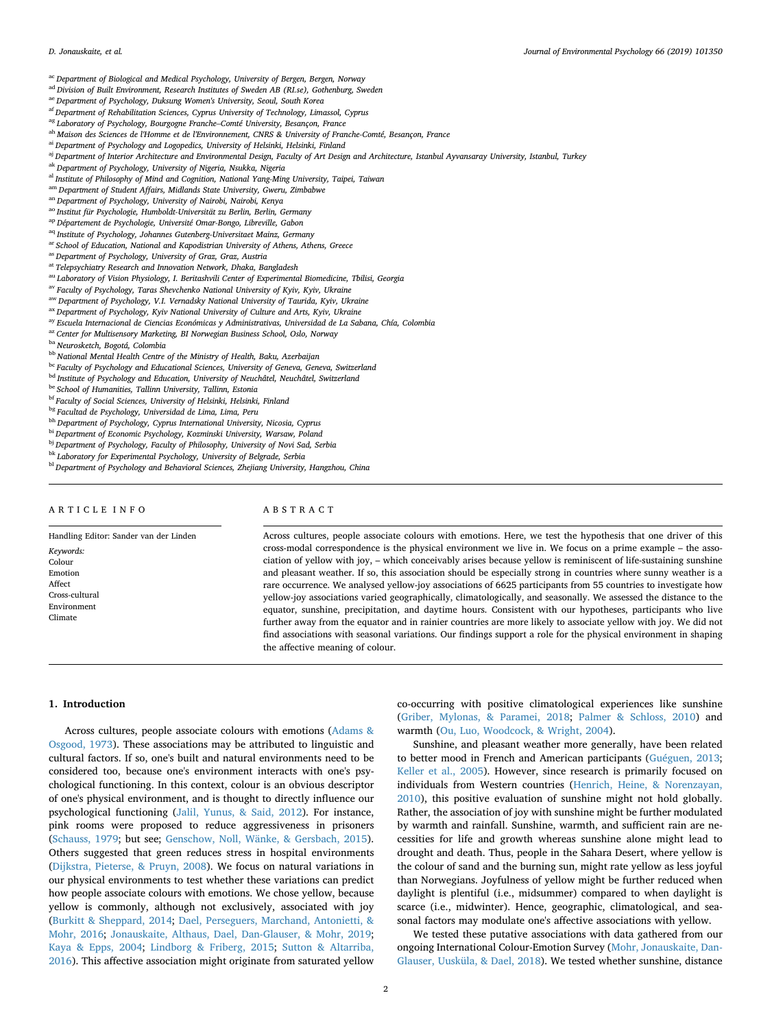[ac] Department of Biological and Medical Psychology, University of Bergen, Bergen, Norway
[ad] Division of Built Environment, Research Institutes of Sweden AB (RI.se), Gothenburg, Sweden
[ae] Department of Psychology, Duksung Women's University, Seoul, South Korea
[af] Department of Rehabilitation Sciences, Cyprus University of Technology, Limassol, Cyprus
[ag] Laboratory of Psychology, Bourgogne Franche–Comté University, Besançon, France
[ah] Maison des Sciences de l'Homme et de l'Environnement, CNRS & University of Franche-Comté, Besançon, France
[ai] Department of Psychology and Logopedics, University of Helsinki, Helsinki, Finland
[aj] Department of Interior Architecture and Environmental Design, Faculty of Art Design and Architecture, Istanbul Ayvansaray University, Istanbul, Turkey
[ak] Department of Psychology, University of Nigeria, Nsukka, Nigeria
[al] Institute of Philosophy of Mind and Cognition, National Yang-Ming University, Taipei, Taiwan
[am] Department of Student Affairs, Midlands State University, Gweru, Zimbabwe
[an] Department of Psychology, University of Nairobi, Nairobi, Kenya
[ao] Institut für Psychologie, Humboldt-Universität zu Berlin, Berlin, Germany
[ap] Département de Psychologie, Université Omar-Bongo, Libreville, Gabon
[aq] Institute of Psychology, Johannes Gutenberg-Universitaet Mainz, Germany
[ar] School of Education, National and Kapodistrian University of Athens, Athens, Greece
[as] Department of Psychology, University of Graz, Graz, Austria
[at] Telepsychiatry Research and Innovation Network, Dhaka, Bangladesh
[au] Laboratory of Vision Physiology, I. Beritashvili Center of Experimental Biomedicine, Tbilisi, Georgia
[av] Faculty of Psychology, Taras Shevchenko National University of Kyiv, Kyiv, Ukraine
[aw] Department of Psychology, V.I. Vernadsky National University of Taurida, Kyiv, Ukraine
[ax] Department of Psychology, Kyiv National University of Culture and Arts, Kyiv, Ukraine
[ay] Escuela Internacional de Ciencias Económicas y Administrativas, Universidad de La Sabana, Chía, Colombia
[az] Center for Multisensory Marketing, BI Norwegian Business School, Oslo, Norway
[ba] Neurosketch, Bogotá, Colombia
[bb] National Mental Health Centre of the Ministry of Health, Baku, Azerbaijan
[bc] Faculty of Psychology and Educational Sciences, University of Geneva, Geneva, Switzerland
[bd] Institute of Psychology and Education, University of Neuchâtel, Neuchâtel, Switzerland
[be] School of Humanities, Tallinn University, Tallinn, Estonia
[bf] Faculty of Social Sciences, University of Helsinki, Helsinki, Finland
[bg] Facultad de Psychology, Universidad de Lima, Lima, Peru
[bh] Department of Psychology, Cyprus International University, Nicosia, Cyprus
[bi] Department of Economic Psychology, Kozminski University, Warsaw, Poland
[bj] Department of Psychology, Faculty of Philosophy, University of Novi Sad, Serbia
[bk] Laboratory for Experimental Psychology, University of Belgrade, Serbia
[bl] Department of Psychology and Behavioral Sciences, Zhejiang University, Hangzhou, China

## ARTICLE INFO

Handling Editor: Sander van der Linden

*Keywords:*
Colour
Emotion
Affect
Cross-cultural
Environment
Climate

## ABSTRACT

Across cultures, people associate colours with emotions. Here, we test the hypothesis that one driver of this cross-modal correspondence is the physical environment we live in. We focus on a prime example – the association of yellow with joy, – which conceivably arises because yellow is reminiscent of life-sustaining sunshine and pleasant weather. If so, this association should be especially strong in countries where sunny weather is a rare occurrence. We analysed yellow-joy associations of 6625 participants from 55 countries to investigate how yellow-joy associations varied geographically, climatologically, and seasonally. We assessed the distance to the equator, sunshine, precipitation, and daytime hours. Consistent with our hypotheses, participants who live further away from the equator and in rainier countries are more likely to associate yellow with joy. We did not find associations with seasonal variations. Our findings support a role for the physical environment in shaping the affective meaning of colour.

## 1. Introduction

Across cultures, people associate colours with emotions (Adams & Osgood, 1973). These associations may be attributed to linguistic and cultural factors. If so, one's built and natural environments need to be considered too, because one's environment interacts with one's psychological functioning. In this context, colour is an obvious descriptor of one's physical environment, and is thought to directly influence our psychological functioning (Jalil, Yunus, & Said, 2012). For instance, pink rooms were proposed to reduce aggressiveness in prisoners (Schauss, 1979; but see; Genschow, Noll, Wänke, & Gersbach, 2015). Others suggested that green reduces stress in hospital environments (Dijkstra, Pieterse, & Pruyn, 2008). We focus on natural variations in our physical environments to test whether these variations can predict how people associate colours with emotions. We chose yellow, because yellow is commonly, although not exclusively, associated with joy (Burkitt & Sheppard, 2014; Dael, Perseguers, Marchand, Antonietti, & Mohr, 2016; Jonauskaite, Althaus, Dael, Dan-Glauser, & Mohr, 2019; Kaya & Epps, 2004; Lindborg & Friberg, 2015; Sutton & Altarriba, 2016). This affective association might originate from saturated yellow co-occurring with positive climatological experiences like sunshine (Griber, Mylonas, & Paramei, 2018; Palmer & Schloss, 2010) and warmth (Ou, Luo, Woodcock, & Wright, 2004).

Sunshine, and pleasant weather more generally, have been related to better mood in French and American participants (Guéguen, 2013; Keller et al., 2005). However, since research is primarily focused on individuals from Western countries (Henrich, Heine, & Norenzayan, 2010), this positive evaluation of sunshine might not hold globally. Rather, the association of joy with sunshine might be further modulated by warmth and rainfall. Sunshine, warmth, and sufficient rain are necessities for life and growth whereas sunshine alone might lead to drought and death. Thus, people in the Sahara Desert, where yellow is the colour of sand and the burning sun, might rate yellow as less joyful than Norwegians. Joyfulness of yellow might be further reduced when daylight is plentiful (i.e., midsummer) compared to when daylight is scarce (i.e., midwinter). Hence, geographic, climatological, and seasonal factors may modulate one's affective associations with yellow.

We tested these putative associations with data gathered from our ongoing International Colour-Emotion Survey (Mohr, Jonauskaite, Dan-Glauser, Uusküla, & Dael, 2018). We tested whether sunshine, distance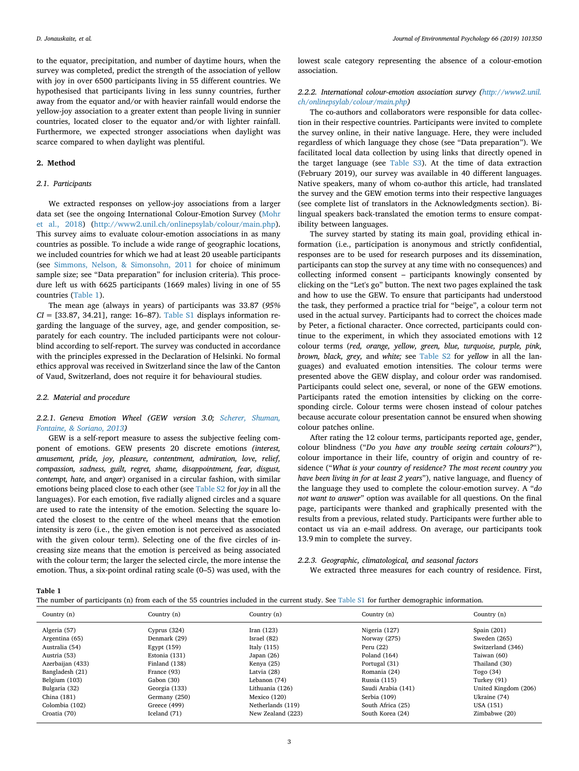to the equator, precipitation, and number of daytime hours, when the survey was completed, predict the strength of the association of yellow with joy in over 6500 participants living in 55 different countries. We hypothesised that participants living in less sunny countries, further away from the equator and/or with heavier rainfall would endorse the yellow-joy association to a greater extent than people living in sunnier countries, located closer to the equator and/or with lighter rainfall. Furthermore, we expected stronger associations when daylight was scarce compared to when daylight was plentiful.

## 2. Method

### 2.1. Participants

We extracted responses on yellow-joy associations from a larger data set (see the ongoing International Colour-Emotion Survey (Mohr et al., 2018) (http://www2.unil.ch/onlinepsylab/colour/main.php). This survey aims to evaluate colour-emotion associations in as many countries as possible. To include a wide range of geographic locations, we included countries for which we had at least 20 useable participants (see Simmons, Nelson, & Simonsohn, 2011 for choice of minimum sample size; see "Data preparation" for inclusion criteria). This procedure left us with 6625 participants (1669 males) living in one of 55 countries (Table 1).

The mean age (always in years) of participants was 33.87 (*95% CI* = [33.87, 34.21], range: 16–87). Table S1 displays information regarding the language of the survey, age, and gender composition, separately for each country. The included participants were not colourblind according to self-report. The survey was conducted in accordance with the principles expressed in the Declaration of Helsinki. No formal ethics approval was received in Switzerland since the law of the Canton of Vaud, Switzerland, does not require it for behavioural studies.

### 2.2. Material and procedure

#### 2.2.1. Geneva Emotion Wheel (GEW version 3.0; Scherer, Shuman, Fontaine, & Soriano, 2013)

GEW is a self-report measure to assess the subjective feeling component of emotions. GEW presents 20 discrete emotions *(interest, amusement, pride, joy, pleasure, contentment, admiration, love, relief, compassion, sadness, guilt, regret, shame, disappointment, fear, disgust, contempt, hate,* and *anger*) organised in a circular fashion, with similar emotions being placed close to each other (see Table S2 for *joy* in all the languages). For each emotion, five radially aligned circles and a square are used to rate the intensity of the emotion. Selecting the square located the closest to the centre of the wheel means that the emotion intensity is zero (i.e., the given emotion is not perceived as associated with the given colour term). Selecting one of the five circles of increasing size means that the emotion is perceived as being associated with the colour term; the larger the selected circle, the more intense the emotion. Thus, a six-point ordinal rating scale (0–5) was used, with the lowest scale category representing the absence of a colour-emotion association.

#### 2.2.2. International colour-emotion association survey (http://www2.unil.ch/onlinepsylab/colour/main.php)

The co-authors and collaborators were responsible for data collection in their respective countries. Participants were invited to complete the survey online, in their native language. Here, they were included regardless of which language they chose (see "Data preparation"). We facilitated local data collection by using links that directly opened in the target language (see Table S3). At the time of data extraction (February 2019), our survey was available in 40 different languages. Native speakers, many of whom co-author this article, had translated the survey and the GEW emotion terms into their respective languages (see complete list of translators in the Acknowledgments section). Bilingual speakers back-translated the emotion terms to ensure compatibility between languages.

The survey started by stating its main goal, providing ethical information (i.e., participation is anonymous and strictly confidential, responses are to be used for research purposes and its dissemination, participants can stop the survey at any time with no consequences) and collecting informed consent – participants knowingly consented by clicking on the "Let's go" button. The next two pages explained the task and how to use the GEW. To ensure that participants had understood the task, they performed a practice trial for "beige", a colour term not used in the actual survey. Participants had to correct the choices made by Peter, a fictional character. Once corrected, participants could continue to the experiment, in which they associated emotions with 12 colour terms (*red, orange, yellow, green, blue, turquoise, purple, pink, brown, black, grey,* and *white;* see Table S2 for *yellow* in all the languages) and evaluated emotion intensities. The colour terms were presented above the GEW display, and colour order was randomised. Participants could select one, several, or none of the GEW emotions. Participants rated the emotion intensities by clicking on the corresponding circle. Colour terms were chosen instead of colour patches because accurate colour presentation cannot be ensured when showing colour patches online.

After rating the 12 colour terms, participants reported age, gender, colour blindness ("*Do you have any trouble seeing certain colours?*"), colour importance in their life, country of origin and country of residence ("*What is your country of residence? The most recent country you have been living in for at least 2 years*"), native language, and fluency of the language they used to complete the colour-emotion survey. A "*do not want to answer*" option was available for all questions. On the final page, participants were thanked and graphically presented with the results from a previous, related study. Participants were further able to contact us via an e-mail address. On average, our participants took 13.9 min to complete the survey.

#### 2.2.3. Geographic, climatological, and seasonal factors

We extracted three measures for each country of residence. First,

**Table 1**
The number of participants (n) from each of the 55 countries included in the current study. See Table S1 for further demographic information.

| Country (n) | Country (n) | Country (n) | Country (n) | Country (n) |
|---|---|---|---|---|
| Algeria (57) | Cyprus (324) | Iran (123) | Nigeria (127) | Spain (201) |
| Argentina (65) | Denmark (29) | Israel (82) | Norway (275) | Sweden (265) |
| Australia (54) | Egypt (159) | Italy (115) | Peru (22) | Switzerland (346) |
| Austria (53) | Estonia (131) | Japan (26) | Poland (164) | Taiwan (60) |
| Azerbaijan (433) | Finland (138) | Kenya (25) | Portugal (31) | Thailand (30) |
| Bangladesh (21) | France (93) | Latvia (28) | Romania (24) | Togo (34) |
| Belgium (103) | Gabon (30) | Lebanon (74) | Russia (115) | Turkey (91) |
| Bulgaria (32) | Georgia (133) | Lithuania (126) | Saudi Arabia (141) | United Kingdom (206) |
| China (181) | Germany (250) | Mexico (120) | Serbia (109) | Ukraine (74) |
| Colombia (102) | Greece (499) | Netherlands (119) | South Africa (25) | USA (151) |
| Croatia (70) | Iceland (71) | New Zealand (223) | South Korea (24) | Zimbabwe (20) |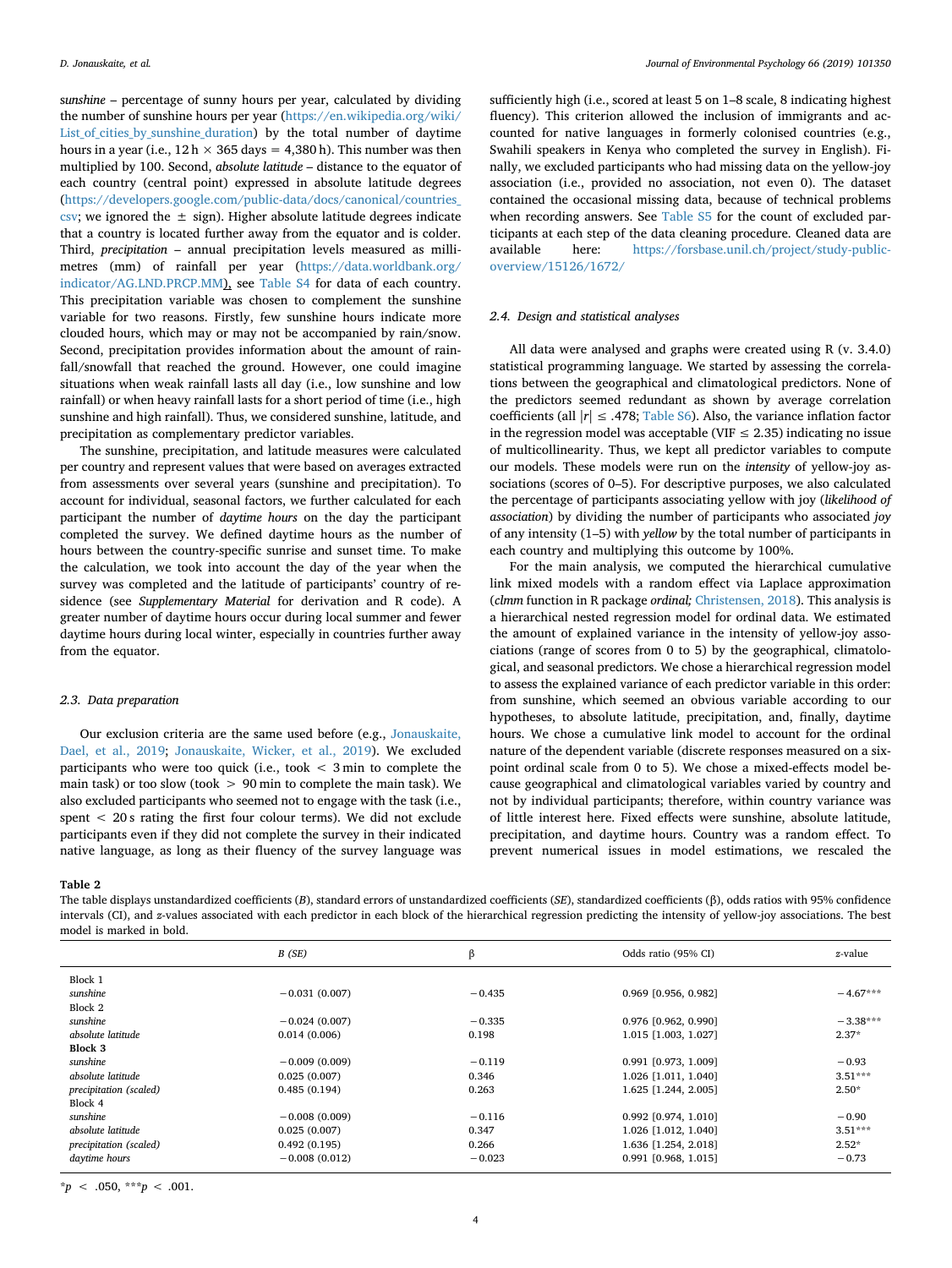*sunshine* – percentage of sunny hours per year, calculated by dividing the number of sunshine hours per year (https://en.wikipedia.org/wiki/List_of_cities_by_sunshine_duration) by the total number of daytime hours in a year (i.e., 12 h × 365 days = 4,380 h). This number was then multiplied by 100. Second, *absolute latitude* – distance to the equator of each country (central point) expressed in absolute latitude degrees (https://developers.google.com/public-data/docs/canonical/countries_csv; we ignored the ± sign). Higher absolute latitude degrees indicate that a country is located further away from the equator and is colder. Third, *precipitation* – annual precipitation levels measured as millimetres (mm) of rainfall per year (https://data.worldbank.org/indicator/AG.LND.PRCP.MM), see Table S4 for data of each country. This precipitation variable was chosen to complement the sunshine variable for two reasons. Firstly, few sunshine hours indicate more clouded hours, which may or may not be accompanied by rain/snow. Second, precipitation provides information about the amount of rainfall/snowfall that reached the ground. However, one could imagine situations when weak rainfall lasts all day (i.e., low sunshine and low rainfall) or when heavy rainfall lasts for a short period of time (i.e., high sunshine and high rainfall). Thus, we considered sunshine, latitude, and precipitation as complementary predictor variables.

The sunshine, precipitation, and latitude measures were calculated per country and represent values that were based on averages extracted from assessments over several years (sunshine and precipitation). To account for individual, seasonal factors, we further calculated for each participant the number of *daytime hours* on the day the participant completed the survey. We defined daytime hours as the number of hours between the country-specific sunrise and sunset time. To make the calculation, we took into account the day of the year when the survey was completed and the latitude of participants' country of residence (see *Supplementary Material* for derivation and R code). A greater number of daytime hours occur during local summer and fewer daytime hours during local winter, especially in countries further away from the equator.

### 2.3. Data preparation

Our exclusion criteria are the same used before (e.g., Jonauskaite, Dael, et al., 2019; Jonauskaite, Wicker, et al., 2019). We excluded participants who were too quick (i.e., took < 3 min to complete the main task) or too slow (took > 90 min to complete the main task). We also excluded participants who seemed not to engage with the task (i.e., spent < 20 s rating the first four colour terms). We did not exclude participants even if they did not complete the survey in their indicated native language, as long as their fluency of the survey language was sufficiently high (i.e., scored at least 5 on 1–8 scale, 8 indicating highest fluency). This criterion allowed the inclusion of immigrants and accounted for native languages in formerly colonised countries (e.g., Swahili speakers in Kenya who completed the survey in English). Finally, we excluded participants who had missing data on the yellow-joy association (i.e., provided no association, not even 0). The dataset contained the occasional missing data, because of technical problems when recording answers. See Table S5 for the count of excluded participants at each step of the data cleaning procedure. Cleaned data are available here: https://forsbase.unil.ch/project/study-public-overview/15126/1672/

### 2.4. Design and statistical analyses

All data were analysed and graphs were created using R (v. 3.4.0) statistical programming language. We started by assessing the correlations between the geographical and climatological predictors. None of the predictors seemed redundant as shown by average correlation coefficients (all $|r| \leq .478$; Table S6). Also, the variance inflation factor in the regression model was acceptable (VIF ≤ 2.35) indicating no issue of multicollinearity. Thus, we kept all predictor variables to compute our models. These models were run on the *intensity* of yellow-joy associations (scores of 0–5). For descriptive purposes, we also calculated the percentage of participants associating yellow with joy (*likelihood of association*) by dividing the number of participants who associated *joy* of any intensity (1–5) with *yellow* by the total number of participants in each country and multiplying this outcome by 100%.

For the main analysis, we computed the hierarchical cumulative link mixed models with a random effect via Laplace approximation (*clmm* function in R package *ordinal;* Christensen, 2018). This analysis is a hierarchical nested regression model for ordinal data. We estimated the amount of explained variance in the intensity of yellow-joy associations (range of scores from 0 to 5) by the geographical, climatological, and seasonal predictors. We chose a hierarchical regression model to assess the explained variance of each predictor variable in this order: from sunshine, which seemed an obvious variable according to our hypotheses, to absolute latitude, precipitation, and, finally, daytime hours. We chose a cumulative link model to account for the ordinal nature of the dependent variable (discrete responses measured on a six-point ordinal scale from 0 to 5). We chose a mixed-effects model because geographical and climatological variables varied by country and not by individual participants; therefore, within country variance was of little interest here. Fixed effects were sunshine, absolute latitude, precipitation, and daytime hours. Country was a random effect. To prevent numerical issues in model estimations, we rescaled the

**Table 2**
The table displays unstandardized coefficients (*B*), standard errors of unstandardized coefficients (*SE*), standardized coefficients (β), odds ratios with 95% confidence intervals (CI), and *z*-values associated with each predictor in each block of the hierarchical regression predicting the intensity of yellow-joy associations. The best model is marked in bold.

| | *B* (*SE*) | β | Odds ratio (95% CI) | *z*-value |
|---|---|---|---|---|
| Block 1 | | | | |
| *sunshine* | −0.031 (0.007) | −0.435 | 0.969 [0.956, 0.982] | −4.67*** |
| Block 2 | | | | |
| *sunshine* | −0.024 (0.007) | −0.335 | 0.976 [0.962, 0.990] | −3.38*** |
| *absolute latitude* | 0.014 (0.006) | 0.198 | 1.015 [1.003, 1.027] | 2.37* |
| **Block 3** | | | | |
| *sunshine* | −0.009 (0.009) | −0.119 | 0.991 [0.973, 1.009] | −0.93 |
| *absolute latitude* | 0.025 (0.007) | 0.346 | 1.026 [1.011, 1.040] | 3.51*** |
| *precipitation (scaled)* | 0.485 (0.194) | 0.263 | 1.625 [1.244, 2.005] | 2.50* |
| Block 4 | | | | |
| *sunshine* | −0.008 (0.009) | −0.116 | 0.992 [0.974, 1.010] | −0.90 |
| *absolute latitude* | 0.025 (0.007) | 0.347 | 1.026 [1.012, 1.040] | 3.51*** |
| *precipitation (scaled)* | 0.492 (0.195) | 0.266 | 1.636 [1.254, 2.018] | 2.52* |
| *daytime hours* | −0.008 (0.012) | −0.023 | 0.991 [0.968, 1.015] | −0.73 |

*$p < .050$, ***$p < .001$.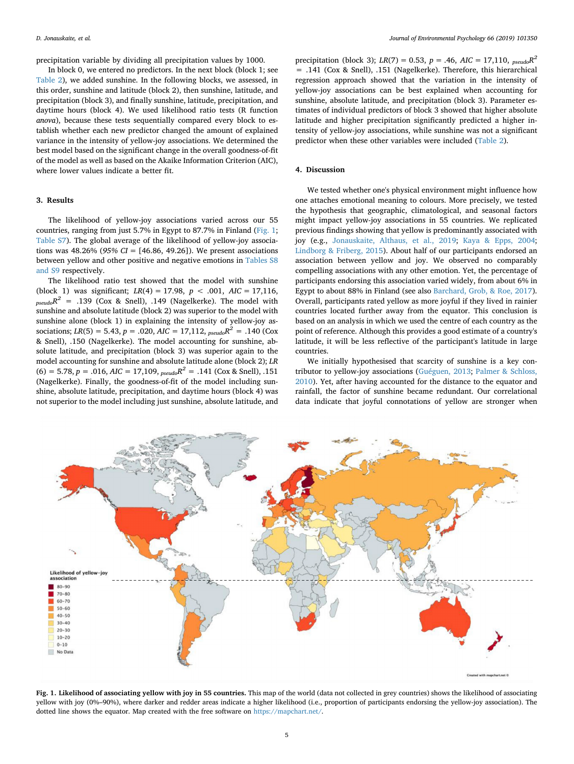precipitation variable by dividing all precipitation values by 1000.

In block 0, we entered no predictors. In the next block (block 1; see Table 2), we added sunshine. In the following blocks, we assessed, in this order, sunshine and latitude (block 2), then sunshine, latitude, and precipitation (block 3), and finally sunshine, latitude, precipitation, and daytime hours (block 4). We used likelihood ratio tests (R function *anova*), because these tests sequentially compared every block to establish whether each new predictor changed the amount of explained variance in the intensity of yellow-joy associations. We determined the best model based on the significant change in the overall goodness-of-fit of the model as well as based on the Akaike Information Criterion (AIC), where lower values indicate a better fit.

## 3. Results

The likelihood of yellow-joy associations varied across our 55 countries, ranging from just 5.7% in Egypt to 87.7% in Finland (Fig. 1; Table S7). The global average of the likelihood of yellow-joy associations was 48.26% (*95% CI* = [46.86, 49.26]). We present associations between yellow and other positive and negative emotions in Tables S8 and S9 respectively.

The likelihood ratio test showed that the model with sunshine (block 1) was significant; $LR(4) = 17.98$, $p < .001$, $AIC = 17{,}116$, $_{pseudo}R^2 = .139$ (Cox & Snell), .149 (Nagelkerke). The model with sunshine and absolute latitude (block 2) was superior to the model with sunshine alone (block 1) in explaining the intensity of yellow-joy associations; $LR(5) = 5.43$, $p = .020$, $AIC = 17{,}112$, $_{pseudo}R^2 = .140$ (Cox & Snell), .150 (Nagelkerke). The model accounting for sunshine, absolute latitude, and precipitation (block 3) was superior again to the model accounting for sunshine and absolute latitude alone (block 2); $LR(6) = 5.78$, $p = .016$, $AIC = 17{,}109$, $_{pseudo}R^2 = .141$ (Cox & Snell), .151 (Nagelkerke). Finally, the goodness-of-fit of the model including sunshine, absolute latitude, precipitation, and daytime hours (block 4) was not superior to the model including just sunshine, absolute latitude, and precipitation (block 3); $LR(7) = 0.53$, $p = .46$, $AIC = 17{,}110$, $_{pseudo}R^2 = .141$ (Cox & Snell), .151 (Nagelkerke). Therefore, this hierarchical regression approach showed that the variation in the intensity of yellow-joy associations can be best explained when accounting for sunshine, absolute latitude, and precipitation (block 3). Parameter estimates of individual predictors of block 3 showed that higher absolute latitude and higher precipitation significantly predicted a higher intensity of yellow-joy associations, while sunshine was not a significant predictor when these other variables were included (Table 2).

## 4. Discussion

We tested whether one's physical environment might influence how one attaches emotional meaning to colours. More precisely, we tested the hypothesis that geographic, climatological, and seasonal factors might impact yellow-joy associations in 55 countries. We replicated previous findings showing that yellow is predominantly associated with joy (e.g., Jonauskaite, Althaus, et al., 2019; Kaya & Epps, 2004; Lindborg & Friberg, 2015). About half of our participants endorsed an association between yellow and joy. We observed no comparably compelling associations with any other emotion. Yet, the percentage of participants endorsing this association varied widely, from about 6% in Egypt to about 88% in Finland (see also Barchard, Grob, & Roe, 2017). Overall, participants rated yellow as more joyful if they lived in rainier countries located further away from the equator. This conclusion is based on an analysis in which we used the centre of each country as the point of reference. Although this provides a good estimate of a country's latitude, it will be less reflective of the participant's latitude in large countries.

We initially hypothesised that scarcity of sunshine is a key contributor to yellow-joy associations (Guéguen, 2013; Palmer & Schloss, 2010). Yet, after having accounted for the distance to the equator and rainfall, the factor of sunshine became redundant. Our correlational data indicate that joyful connotations of yellow are stronger when

**Fig. 1. Likelihood of associating yellow with joy in 55 countries.** This map of the world (data not collected in grey countries) shows the likelihood of associating yellow with joy (0%–90%), where darker and redder areas indicate a higher likelihood (i.e., proportion of participants endorsing the yellow-joy association). The dotted line shows the equator. Map created with the free software on https://mapchart.net/.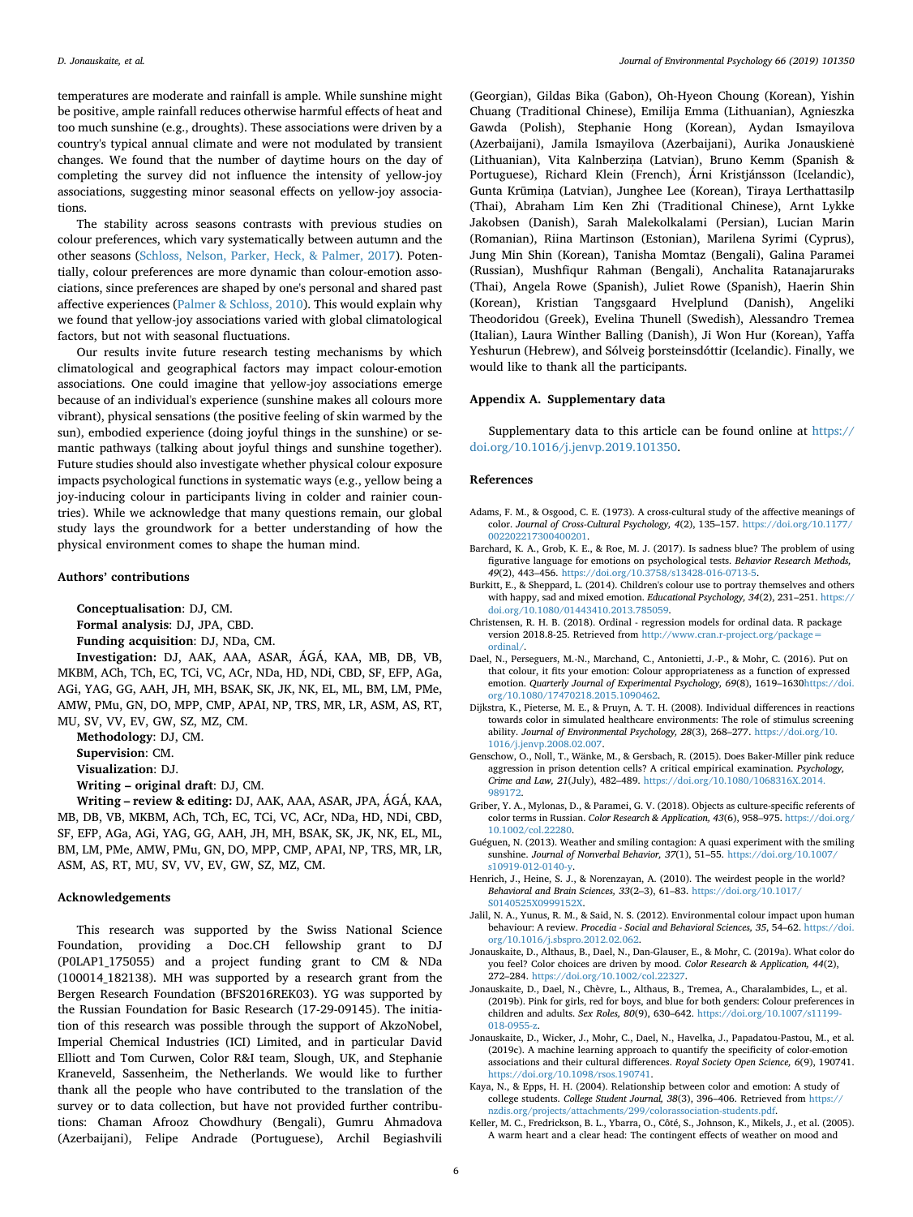temperatures are moderate and rainfall is ample. While sunshine might be positive, ample rainfall reduces otherwise harmful effects of heat and too much sunshine (e.g., droughts). These associations were driven by a country's typical annual climate and were not modulated by transient changes. We found that the number of daytime hours on the day of completing the survey did not influence the intensity of yellow-joy associations, suggesting minor seasonal effects on yellow-joy associations.

The stability across seasons contrasts with previous studies on colour preferences, which vary systematically between autumn and the other seasons (Schloss, Nelson, Parker, Heck, & Palmer, 2017). Potentially, colour preferences are more dynamic than colour-emotion associations, since preferences are shaped by one's personal and shared past affective experiences (Palmer & Schloss, 2010). This would explain why we found that yellow-joy associations varied with global climatological factors, but not with seasonal fluctuations.

Our results invite future research testing mechanisms by which climatological and geographical factors may impact colour-emotion associations. One could imagine that yellow-joy associations emerge because of an individual's experience (sunshine makes all colours more vibrant), physical sensations (the positive feeling of skin warmed by the sun), embodied experience (doing joyful things in the sunshine) or semantic pathways (talking about joyful things and sunshine together). Future studies should also investigate whether physical colour exposure impacts psychological functions in systematic ways (e.g., yellow being a joy-inducing colour in participants living in colder and rainier countries). While we acknowledge that many questions remain, our global study lays the groundwork for a better understanding of how the physical environment comes to shape the human mind.

## Authors' contributions

**Conceptualisation**: DJ, CM.

**Formal analysis**: DJ, JPA, CBD.

**Funding acquisition**: DJ, NDa, CM.

**Investigation:** DJ, AAK, AAA, ASAR, ÁGÁ, KAA, MB, DB, VB, MKBM, ACh, TCh, EC, TCi, VC, ACr, NDa, HD, NDi, CBD, SF, EFP, AGa, AGi, YAG, GG, AAH, JH, MH, BSAK, SK, JK, NK, EL, ML, BM, LM, PMe, AMW, PMu, GN, DO, MPP, CMP, APAI, NP, TRS, MR, LR, ASM, AS, RT, MU, SV, VV, EV, GW, SZ, MZ, CM.

**Methodology**: DJ, CM.

**Supervision**: CM.

**Visualization**: DJ.

**Writing – original draft**: DJ, CM.

**Writing – review & editing:** DJ, AAK, AAA, ASAR, JPA, ÁGÁ, KAA, MB, DB, VB, MKBM, ACh, TCh, EC, TCi, VC, ACr, NDa, HD, NDi, CBD, SF, EFP, AGa, AGi, YAG, GG, AAH, JH, MH, BSAK, SK, JK, NK, EL, ML, BM, LM, PMe, AMW, PMu, GN, DO, MPP, CMP, APAI, NP, TRS, MR, LR, ASM, AS, RT, MU, SV, VV, EV, GW, SZ, MZ, CM.

## Acknowledgements

This research was supported by the Swiss National Science Foundation, providing a Doc.CH fellowship grant to DJ (P0LAP1_175055) and a project funding grant to CM & NDa (100014_182138). MH was supported by a research grant from the Bergen Research Foundation (BFS2016REK03). YG was supported by the Russian Foundation for Basic Research (17-29-09145). The initiation of this research was possible through the support of AkzoNobel, Imperial Chemical Industries (ICI) Limited, and in particular David Elliott and Tom Curwen, Color R&I team, Slough, UK, and Stephanie Kraneveld, Sassenheim, the Netherlands. We would like to further thank all the people who have contributed to the translation of the survey or to data collection, but have not provided further contributions: Chaman Afrooz Chowdhury (Bengali), Gumru Ahmadova (Azerbaijani), Felipe Andrade (Portuguese), Archil Begiashvili (Georgian), Gildas Bika (Gabon), Oh-Hyeon Choung (Korean), Yishin Chuang (Traditional Chinese), Emilija Emma (Lithuanian), Agnieszka Gawda (Polish), Stephanie Hong (Korean), Aydan Ismayilova (Azerbaijani), Jamila Ismayilova (Azerbaijani), Aurika Jonauskienė (Lithuanian), Vita Kalnberziņa (Latvian), Bruno Kemm (Spanish & Portuguese), Richard Klein (French), Árni Kristjánsson (Icelandic), Gunta Krūmiņa (Latvian), Junghee Lee (Korean), Tiraya Lerthattasilp (Thai), Abraham Lim Ken Zhi (Traditional Chinese), Arnt Lykke Jakobsen (Danish), Sarah Malekolkalami (Persian), Lucian Marin (Romanian), Riina Martinson (Estonian), Marilena Syrimi (Cyprus), Jung Min Shin (Korean), Tanisha Momtaz (Bengali), Galina Paramei (Russian), Mushfiqur Rahman (Bengali), Anchalita Ratanajaruraks (Thai), Angela Rowe (Spanish), Juliet Rowe (Spanish), Haerin Shin (Korean), Kristian Tangsgaard Hvelplund (Danish), Angeliki Theodoridou (Greek), Evelina Thunell (Swedish), Alessandro Tremea (Italian), Laura Winther Balling (Danish), Ji Won Hur (Korean), Yaffa Yeshurun (Hebrew), and Sólveig Þorsteinsdóttir (Icelandic). Finally, we would like to thank all the participants.

## Appendix A. Supplementary data

Supplementary data to this article can be found online at https://doi.org/10.1016/j.jenvp.2019.101350.

## References

Adams, F. M., & Osgood, C. E. (1973). A cross-cultural study of the affective meanings of color. *Journal of Cross-Cultural Psychology, 4*(2), 135–157. https://doi.org/10.1177/002202217300400201.

Barchard, K. A., Grob, K. E., & Roe, M. J. (2017). Is sadness blue? The problem of using figurative language for emotions on psychological tests. *Behavior Research Methods, 49*(2), 443–456. https://doi.org/10.3758/s13428-016-0713-5.

Burkitt, E., & Sheppard, L. (2014). Children's colour use to portray themselves and others with happy, sad and mixed emotion. *Educational Psychology, 34*(2), 231–251. https://doi.org/10.1080/01443410.2013.785059.

Christensen, R. H. B. (2018). Ordinal - regression models for ordinal data. R package version 2018.8-25. Retrieved from http://www.cran.r-project.org/package=ordinal/.

Dael, N., Perseguers, M.-N., Marchand, C., Antonietti, J.-P., & Mohr, C. (2016). Put on that colour, it fits your emotion: Colour appropriateness as a function of expressed emotion. *Quarterly Journal of Experimental Psychology, 69*(8), 1619–1630https://doi.org/10.1080/17470218.2015.1090462.

Dijkstra, K., Pieterse, M. E., & Pruyn, A. T. H. (2008). Individual differences in reactions towards color in simulated healthcare environments: The role of stimulus screening ability. *Journal of Environmental Psychology, 28*(3), 268–277. https://doi.org/10.1016/j.jenvp.2008.02.007.

Genschow, O., Noll, T., Wänke, M., & Gersbach, R. (2015). Does Baker-Miller pink reduce aggression in prison detention cells? A critical empirical examination. *Psychology, Crime and Law, 21*(July), 482–489. https://doi.org/10.1080/1068316X.2014.989172.

Griber, Y. A., Mylonas, D., & Paramei, G. V. (2018). Objects as culture-specific referents of color terms in Russian. *Color Research & Application, 43*(6), 958–975. https://doi.org/10.1002/col.22280.

Guéguen, N. (2013). Weather and smiling contagion: A quasi experiment with the smiling sunshine. *Journal of Nonverbal Behavior, 37*(1), 51–55. https://doi.org/10.1007/s10919-012-0140-y.

Henrich, J., Heine, S. J., & Norenzayan, A. (2010). The weirdest people in the world? *Behavioral and Brain Sciences, 33*(2–3), 61–83. https://doi.org/10.1017/S0140525X0999152X.

Jalil, N. A., Yunus, R. M., & Said, N. S. (2012). Environmental colour impact upon human behaviour: A review. *Procedia - Social and Behavioral Sciences, 35*, 54–62. https://doi.org/10.1016/j.sbspro.2012.02.062.

Jonauskaite, D., Althaus, B., Dael, N., Dan-Glauser, E., & Mohr, C. (2019a). What color do you feel? Color choices are driven by mood. *Color Research & Application, 44*(2), 272–284. https://doi.org/10.1002/col.22327.

Jonauskaite, D., Dael, N., Chèvre, L., Althaus, B., Tremea, A., Charalambides, L., et al. (2019b). Pink for girls, red for boys, and blue for both genders: Colour preferences in children and adults. *Sex Roles, 80*(9), 630–642. https://doi.org/10.1007/s11199-018-0955-z.

Jonauskaite, D., Wicker, J., Mohr, C., Dael, N., Havelka, J., Papadatou-Pastou, M., et al. (2019c). A machine learning approach to quantify the specificity of color-emotion associations and their cultural differences. *Royal Society Open Science, 6*(9), 190741. https://doi.org/10.1098/rsos.190741.

Kaya, N., & Epps, H. H. (2004). Relationship between color and emotion: A study of college students. *College Student Journal, 38*(3), 396–406. Retrieved from https://nzdis.org/projects/attachments/299/colorassociation-students.pdf.

Keller, M. C., Fredrickson, B. L., Ybarra, O., Côté, S., Johnson, K., Mikels, J., et al. (2005). A warm heart and a clear head: The contingent effects of weather on mood and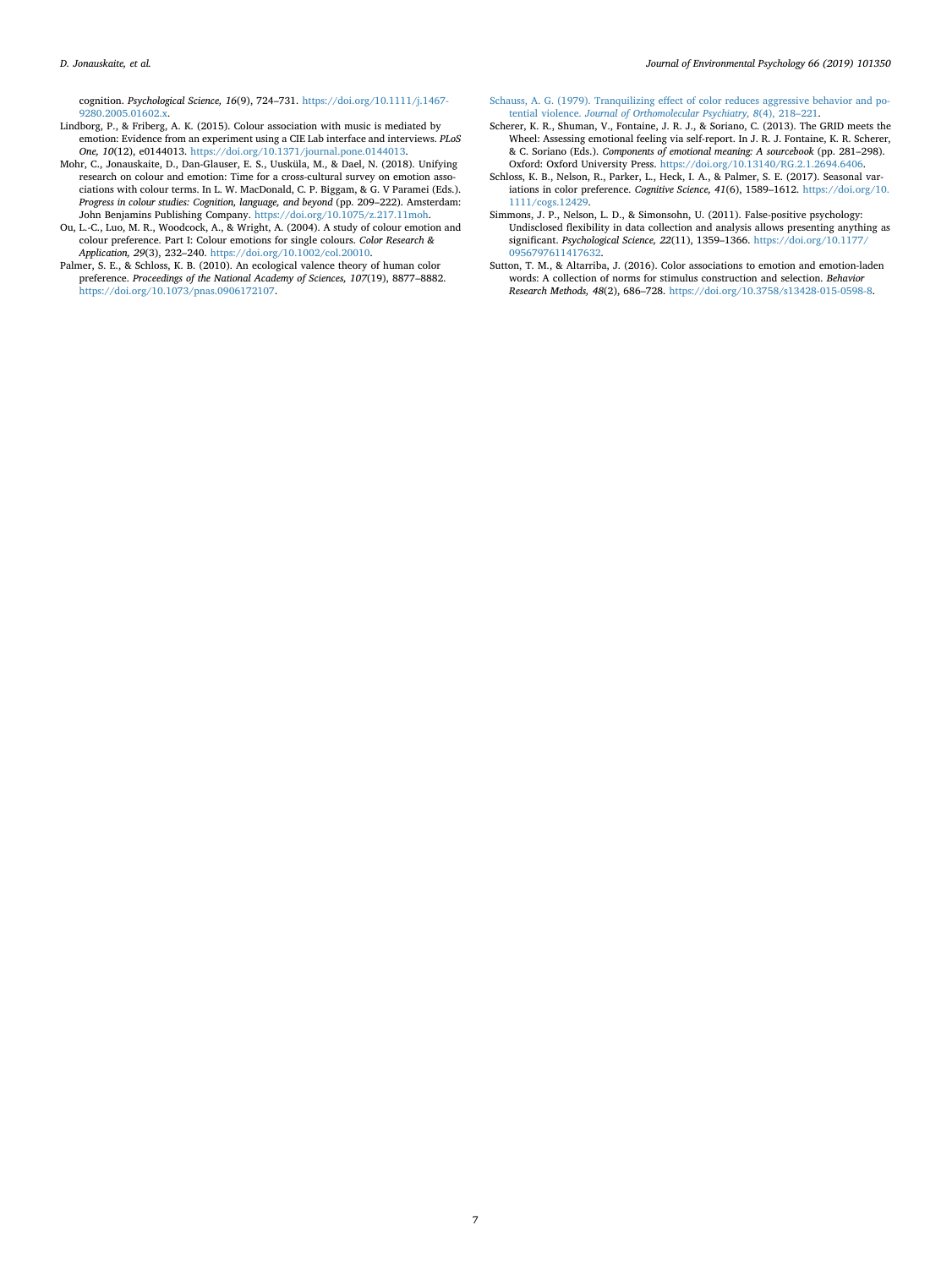cognition. *Psychological Science, 16*(9), 724–731. https://doi.org/10.1111/j.1467-9280.2005.01602.x.

Lindborg, P., & Friberg, A. K. (2015). Colour association with music is mediated by emotion: Evidence from an experiment using a CIE Lab interface and interviews. *PLoS One, 10*(12), e0144013. https://doi.org/10.1371/journal.pone.0144013.

Mohr, C., Jonauskaite, D., Dan-Glauser, E. S., Uusküla, M., & Dael, N. (2018). Unifying research on colour and emotion: Time for a cross-cultural survey on emotion associations with colour terms. In L. W. MacDonald, C. P. Biggam, & G. V Paramei (Eds.). *Progress in colour studies: Cognition, language, and beyond* (pp. 209–222). Amsterdam: John Benjamins Publishing Company. https://doi.org/10.1075/z.217.11moh.

Ou, L.-C., Luo, M. R., Woodcock, A., & Wright, A. (2004). A study of colour emotion and colour preference. Part I: Colour emotions for single colours. *Color Research & Application, 29*(3), 232–240. https://doi.org/10.1002/col.20010.

Palmer, S. E., & Schloss, K. B. (2010). An ecological valence theory of human color preference. *Proceedings of the National Academy of Sciences, 107*(19), 8877–8882. https://doi.org/10.1073/pnas.0906172107.

Schauss, A. G. (1979). Tranquilizing effect of color reduces aggressive behavior and potential violence. *Journal of Orthomolecular Psychiatry, 8*(4), 218–221.

Scherer, K. R., Shuman, V., Fontaine, J. R. J., & Soriano, C. (2013). The GRID meets the Wheel: Assessing emotional feeling via self-report. In J. R. J. Fontaine, K. R. Scherer, & C. Soriano (Eds.). *Components of emotional meaning: A sourcebook* (pp. 281–298). Oxford: Oxford University Press. https://doi.org/10.13140/RG.2.1.2694.6406.

Schloss, K. B., Nelson, R., Parker, L., Heck, I. A., & Palmer, S. E. (2017). Seasonal variations in color preference. *Cognitive Science, 41*(6), 1589–1612. https://doi.org/10.1111/cogs.12429.

Simmons, J. P., Nelson, L. D., & Simonsohn, U. (2011). False-positive psychology: Undisclosed flexibility in data collection and analysis allows presenting anything as significant. *Psychological Science, 22*(11), 1359–1366. https://doi.org/10.1177/0956797611417632.

Sutton, T. M., & Altarriba, J. (2016). Color associations to emotion and emotion-laden words: A collection of norms for stimulus construction and selection. *Behavior Research Methods, 48*(2), 686–728. https://doi.org/10.3758/s13428-015-0598-8.